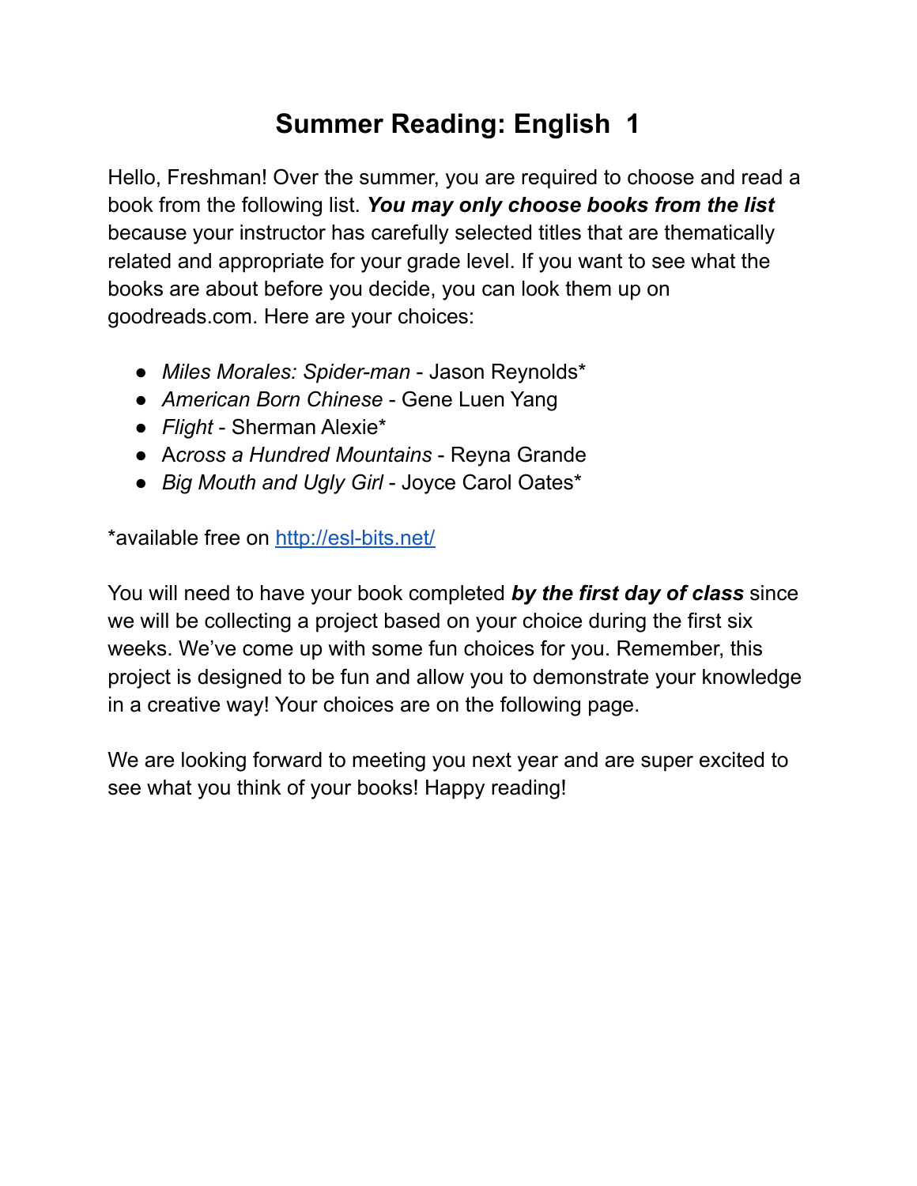# Summer Reading: English  1

Hello, Freshman! Over the summer, you are required to choose and read a book from the following list. ***You may only choose books from the list*** because your instructor has carefully selected titles that are thematically related and appropriate for your grade level. If you want to see what the books are about before you decide, you can look them up on goodreads.com. Here are your choices:

- *Miles Morales: Spider-man* - Jason Reynolds*
- *American Born Chinese* - Gene Luen Yang
- *Flight* - Sherman Alexie*
- *Across a Hundred Mountains* - Reyna Grande
- *Big Mouth and Ugly Girl* - Joyce Carol Oates*

*available free on [http://esl-bits.net/](http://esl-bits.net/)

You will need to have your book completed ***by the first day of class*** since we will be collecting a project based on your choice during the first six weeks. We've come up with some fun choices for you. Remember, this project is designed to be fun and allow you to demonstrate your knowledge in a creative way! Your choices are on the following page.

We are looking forward to meeting you next year and are super excited to see what you think of your books! Happy reading!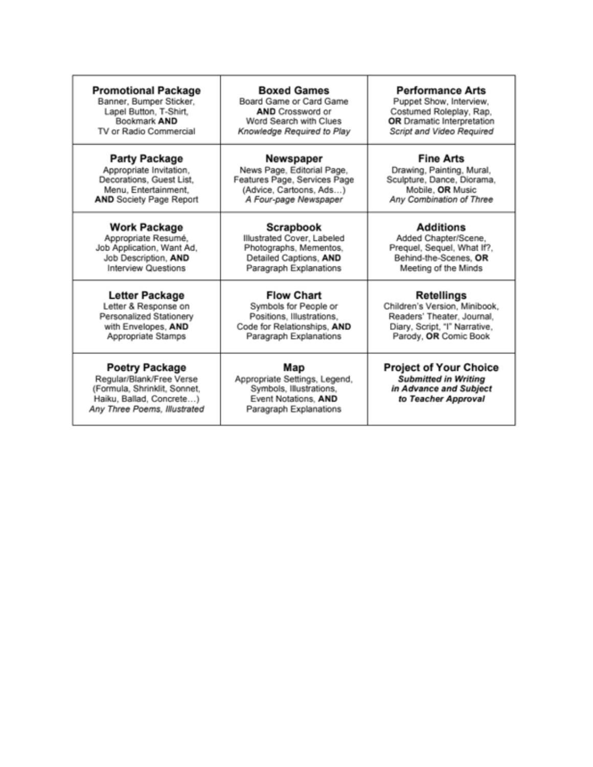| | | |
|---|---|---|
| **Promotional Package**<br>Banner, Bumper Sticker, Lapel Button, T-Shirt, Bookmark **AND** TV or Radio Commercial | **Boxed Games**<br>Board Game or Card Game **AND** Crossword or Word Search with Clues<br>*Knowledge Required to Play* | **Performance Arts**<br>Puppet Show, Interview, Costumed Roleplay, Rap, **OR** Dramatic Interpretation<br>*Script and Video Required* |
| **Party Package**<br>Appropriate Invitation, Decorations, Guest List, Menu, Entertainment, **AND** Society Page Report | **Newspaper**<br>News Page, Editorial Page, Features Page, Services Page (Advice, Cartoons, Ads…)<br>*A Four-page Newspaper* | **Fine Arts**<br>Drawing, Painting, Mural, Sculpture, Dance, Diorama, Mobile, **OR** Music<br>*Any Combination of Three* |
| **Work Package**<br>Appropriate Resumé, Job Application, Want Ad, Job Description, **AND** Interview Questions | **Scrapbook**<br>Illustrated Cover, Labeled Photographs, Mementos, Detailed Captions, **AND** Paragraph Explanations | **Additions**<br>Added Chapter/Scene, Prequel, Sequel, What If?, Behind-the-Scenes, **OR** Meeting of the Minds |
| **Letter Package**<br>Letter & Response on Personalized Stationery with Envelopes, **AND** Appropriate Stamps | **Flow Chart**<br>Symbols for People or Positions, Illustrations, Code for Relationships, **AND** Paragraph Explanations | **Retellings**<br>Children's Version, Minibook, Readers' Theater, Journal, Diary, Script, "I" Narrative, Parody, **OR** Comic Book |
| **Poetry Package**<br>Regular/Blank/Free Verse (Formula, Shrinklit, Sonnet, Haiku, Ballad, Concrete…)<br>*Any Three Poems, Illustrated* | **Map**<br>Appropriate Settings, Legend, Symbols, Illustrations, Event Notations, **AND** Paragraph Explanations | **Project of Your Choice**<br>***Submitted in Writing in Advance and Subject to Teacher Approval*** |